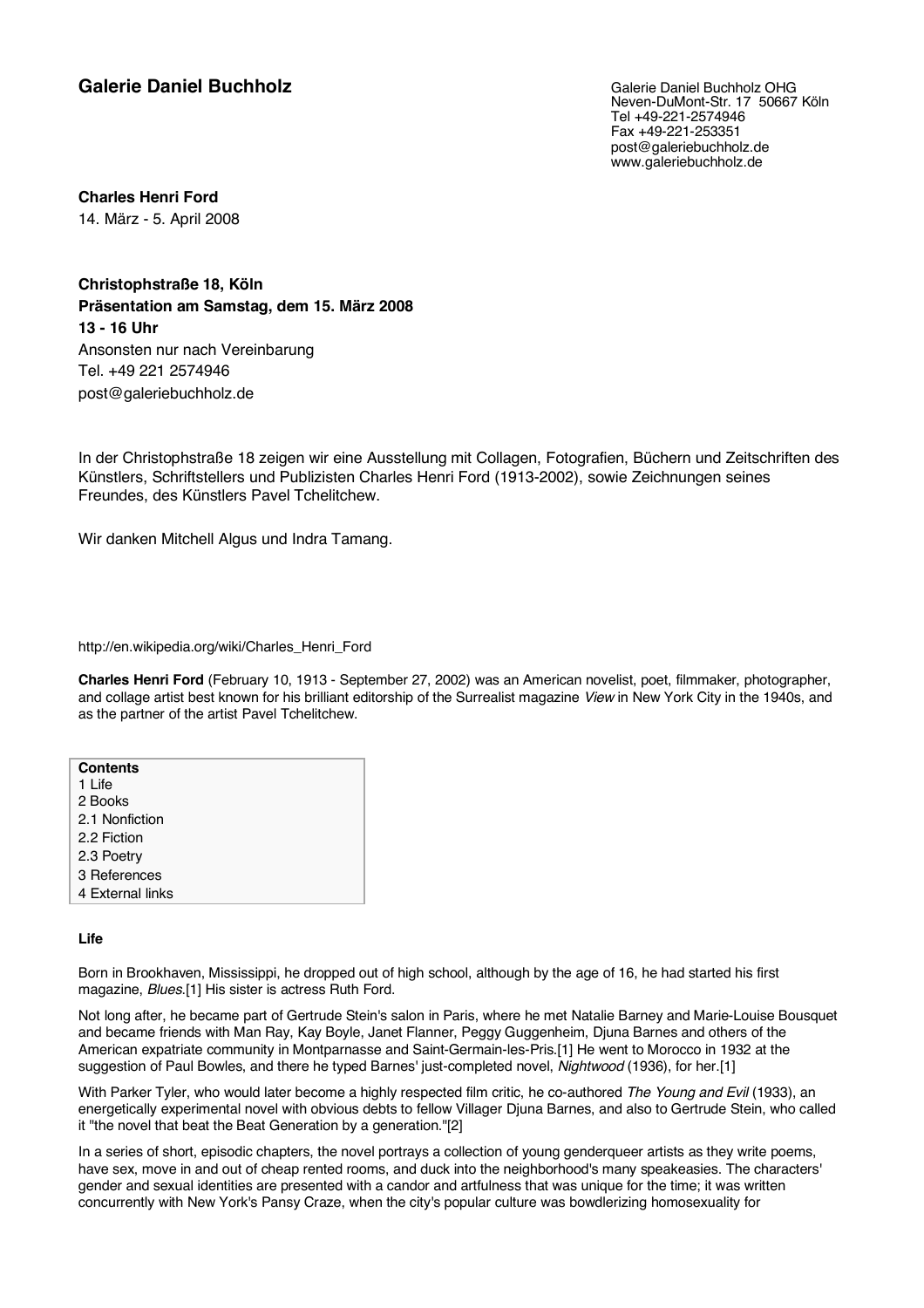**Galerie Daniel Buchholz**

Galerie Daniel Buchholz OHG
Neven-DuMont-Str. 17 50667 Köln
Tel +49-221-2574946
Fax +49-221-253351
post@galeriebuchholz.de
www.galeriebuchholz.de

**Charles Henri Ford**
14. März - 5. April 2008

**Christophstraße 18, Köln**
**Präsentation am Samstag, dem 15. März 2008**
**13 - 16 Uhr**
Ansonsten nur nach Vereinbarung
Tel. +49 221 2574946
post@galeriebuchholz.de

In der Christophstraße 18 zeigen wir eine Ausstellung mit Collagen, Fotografien, Büchern und Zeitschriften des Künstlers, Schriftstellers und Publizisten Charles Henri Ford (1913-2002), sowie Zeichnungen seines Freundes, des Künstlers Pavel Tchelitchew.

Wir danken Mitchell Algus und Indra Tamang.

http://en.wikipedia.org/wiki/Charles_Henri_Ford

**Charles Henri Ford** (February 10, 1913 - September 27, 2002) was an American novelist, poet, filmmaker, photographer, and collage artist best known for his brilliant editorship of the Surrealist magazine *View* in New York City in the 1940s, and as the partner of the artist Pavel Tchelitchew.

**Contents**
1 Life
2 Books
2.1 Nonfiction
2.2 Fiction
2.3 Poetry
3 References
4 External links

**Life**

Born in Brookhaven, Mississippi, he dropped out of high school, although by the age of 16, he had started his first magazine, *Blues*.[1] His sister is actress Ruth Ford.

Not long after, he became part of Gertrude Stein's salon in Paris, where he met Natalie Barney and Marie-Louise Bousquet and became friends with Man Ray, Kay Boyle, Janet Flanner, Peggy Guggenheim, Djuna Barnes and others of the American expatriate community in Montparnasse and Saint-Germain-les-Pris.[1] He went to Morocco in 1932 at the suggestion of Paul Bowles, and there he typed Barnes' just-completed novel, *Nightwood* (1936), for her.[1]

With Parker Tyler, who would later become a highly respected film critic, he co-authored *The Young and Evil* (1933), an energetically experimental novel with obvious debts to fellow Villager Djuna Barnes, and also to Gertrude Stein, who called it "the novel that beat the Beat Generation by a generation."[2]

In a series of short, episodic chapters, the novel portrays a collection of young genderqueer artists as they write poems, have sex, move in and out of cheap rented rooms, and duck into the neighborhood's many speakeasies. The characters' gender and sexual identities are presented with a candor and artfulness that was unique for the time; it was written concurrently with New York's Pansy Craze, when the city's popular culture was bowdlerizing homosexuality for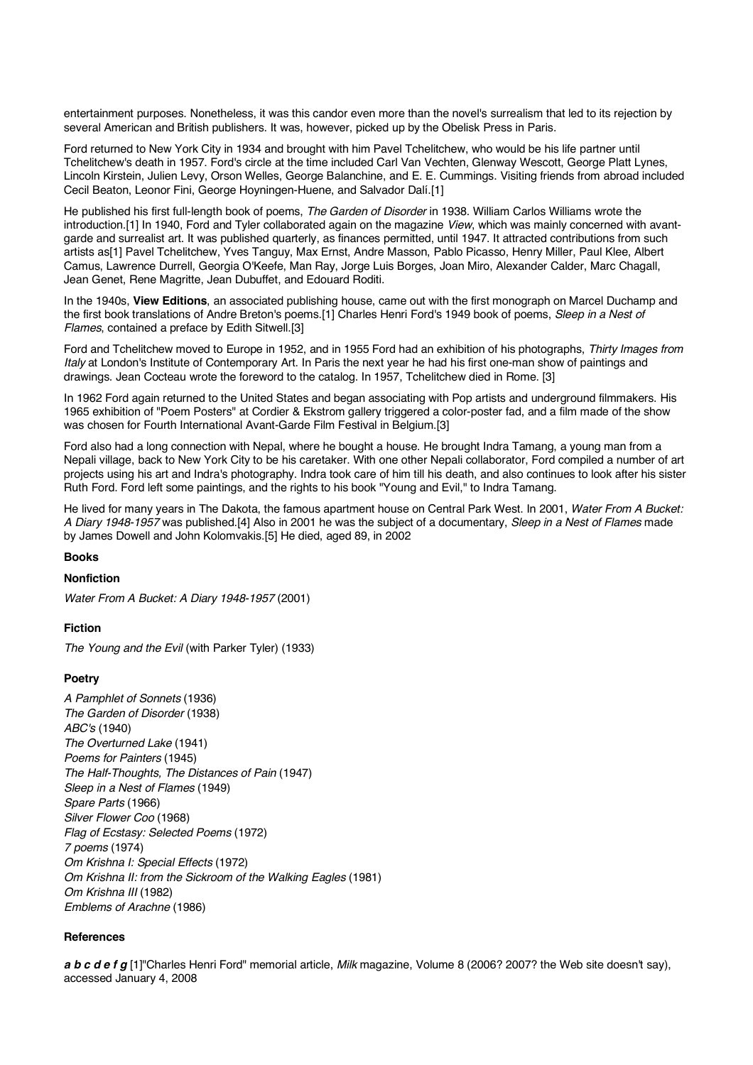entertainment purposes. Nonetheless, it was this candor even more than the novel's surrealism that led to its rejection by several American and British publishers. It was, however, picked up by the Obelisk Press in Paris.

Ford returned to New York City in 1934 and brought with him Pavel Tchelitchew, who would be his life partner until Tchelitchew's death in 1957. Ford's circle at the time included Carl Van Vechten, Glenway Wescott, George Platt Lynes, Lincoln Kirstein, Julien Levy, Orson Welles, George Balanchine, and E. E. Cummings. Visiting friends from abroad included Cecil Beaton, Leonor Fini, George Hoyningen-Huene, and Salvador Dalí.[1]

He published his first full-length book of poems, *The Garden of Disorder* in 1938. William Carlos Williams wrote the introduction.[1] In 1940, Ford and Tyler collaborated again on the magazine *View*, which was mainly concerned with avant-garde and surrealist art. It was published quarterly, as finances permitted, until 1947. It attracted contributions from such artists as[1] Pavel Tchelitchew, Yves Tanguy, Max Ernst, Andre Masson, Pablo Picasso, Henry Miller, Paul Klee, Albert Camus, Lawrence Durrell, Georgia O'Keefe, Man Ray, Jorge Luis Borges, Joan Miro, Alexander Calder, Marc Chagall, Jean Genet, Rene Magritte, Jean Dubuffet, and Edouard Roditi.

In the 1940s, **View Editions**, an associated publishing house, came out with the first monograph on Marcel Duchamp and the first book translations of Andre Breton's poems.[1] Charles Henri Ford's 1949 book of poems, *Sleep in a Nest of Flames*, contained a preface by Edith Sitwell.[3]

Ford and Tchelitchew moved to Europe in 1952, and in 1955 Ford had an exhibition of his photographs, *Thirty Images from Italy* at London's Institute of Contemporary Art. In Paris the next year he had his first one-man show of paintings and drawings. Jean Cocteau wrote the foreword to the catalog. In 1957, Tchelitchew died in Rome. [3]

In 1962 Ford again returned to the United States and began associating with Pop artists and underground filmmakers. His 1965 exhibition of "Poem Posters" at Cordier & Ekstrom gallery triggered a color-poster fad, and a film made of the show was chosen for Fourth International Avant-Garde Film Festival in Belgium.[3]

Ford also had a long connection with Nepal, where he bought a house. He brought Indra Tamang, a young man from a Nepali village, back to New York City to be his caretaker. With one other Nepali collaborator, Ford compiled a number of art projects using his art and Indra's photography. Indra took care of him till his death, and also continues to look after his sister Ruth Ford. Ford left some paintings, and the rights to his book "Young and Evil," to Indra Tamang.

He lived for many years in The Dakota, the famous apartment house on Central Park West. In 2001, *Water From A Bucket: A Diary 1948-1957* was published.[4] Also in 2001 he was the subject of a documentary, *Sleep in a Nest of Flames* made by James Dowell and John Kolomvakis.[5] He died, aged 89, in 2002

## Books

### Nonfiction

*Water From A Bucket: A Diary 1948-1957* (2001)

### Fiction

*The Young and the Evil* (with Parker Tyler) (1933)

### Poetry

*A Pamphlet of Sonnets* (1936)  
*The Garden of Disorder* (1938)  
*ABC's* (1940)  
*The Overturned Lake* (1941)  
*Poems for Painters* (1945)  
*The Half-Thoughts, The Distances of Pain* (1947)  
*Sleep in a Nest of Flames* (1949)  
*Spare Parts* (1966)  
*Silver Flower Coo* (1968)  
*Flag of Ecstasy: Selected Poems* (1972)  
*7 poems* (1974)  
*Om Krishna I: Special Effects* (1972)  
*Om Krishna II: from the Sickroom of the Walking Eagles* (1981)  
*Om Krishna III* (1982)  
*Emblems of Arachne* (1986)

## References

***a b c d e f g*** [1]"Charles Henri Ford" memorial article, *Milk* magazine, Volume 8 (2006? 2007? the Web site doesn't say), accessed January 4, 2008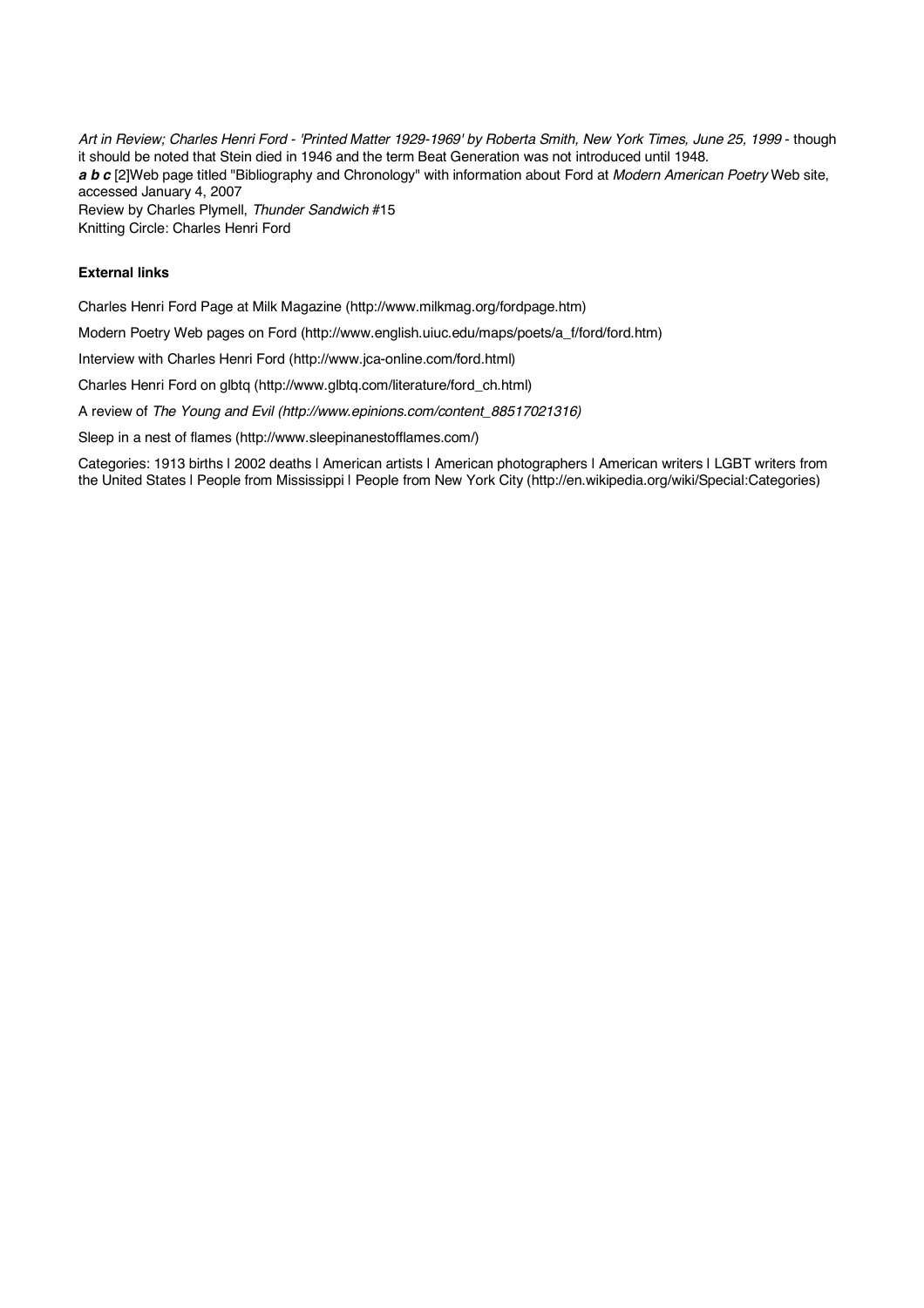*Art in Review; Charles Henri Ford - 'Printed Matter 1929-1969' by Roberta Smith, New York Times, June 25, 1999* - though it should be noted that Stein died in 1946 and the term Beat Generation was not introduced until 1948.
***a b c*** [2]Web page titled "Bibliography and Chronology" with information about Ford at *Modern American Poetry* Web site, accessed January 4, 2007
Review by Charles Plymell, *Thunder Sandwich* #15
Knitting Circle: Charles Henri Ford

**External links**

Charles Henri Ford Page at Milk Magazine (http://www.milkmag.org/fordpage.htm)

Modern Poetry Web pages on Ford (http://www.english.uiuc.edu/maps/poets/a_f/ford/ford.htm)

Interview with Charles Henri Ford (http://www.jca-online.com/ford.html)

Charles Henri Ford on glbtq (http://www.glbtq.com/literature/ford_ch.html)

A review of *The Young and Evil (http://www.epinions.com/content_88517021316)*

Sleep in a nest of flames (http://www.sleepinanestofflames.com/)

Categories: 1913 births | 2002 deaths | American artists | American photographers | American writers | LGBT writers from the United States | People from Mississippi | People from New York City (http://en.wikipedia.org/wiki/Special:Categories)